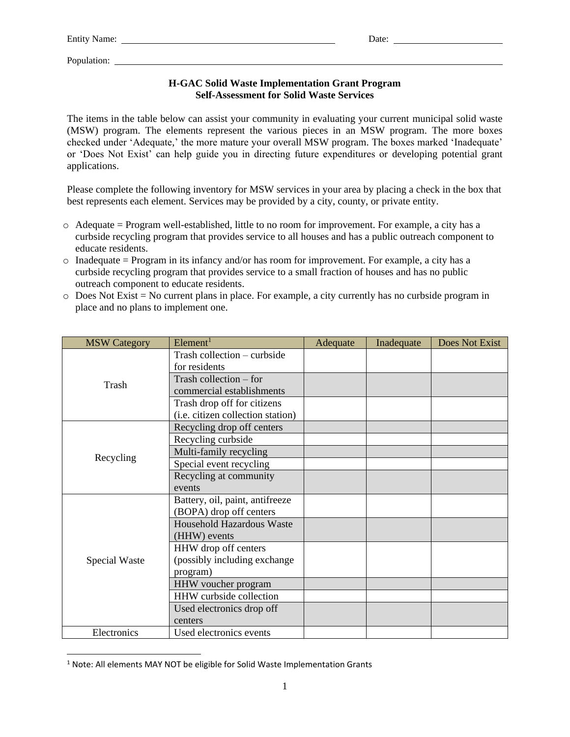Entity Name: ______________________________ Date: ______________

Population: ______________________________________________

**H-GAC Solid Waste Implementation Grant Program**
**Self-Assessment for Solid Waste Services**

The items in the table below can assist your community in evaluating your current municipal solid waste (MSW) program. The elements represent the various pieces in an MSW program. The more boxes checked under 'Adequate,' the more mature your overall MSW program. The boxes marked 'Inadequate' or 'Does Not Exist' can help guide you in directing future expenditures or developing potential grant applications.

Please complete the following inventory for MSW services in your area by placing a check in the box that best represents each element. Services may be provided by a city, county, or private entity.

- Adequate = Program well-established, little to no room for improvement. For example, a city has a curbside recycling program that provides service to all houses and has a public outreach component to educate residents.
- Inadequate = Program in its infancy and/or has room for improvement. For example, a city has a curbside recycling program that provides service to a small fraction of houses and has no public outreach component to educate residents.
- Does Not Exist = No current plans in place. For example, a city currently has no curbside program in place and no plans to implement one.

| MSW Category | Element[1] | Adequate | Inadequate | Does Not Exist |
|---|---|---|---|---|
| Trash | Trash collection – curbside for residents | | | |
| | Trash collection – for commercial establishments | | | |
| | Trash drop off for citizens (i.e. citizen collection station) | | | |
| Recycling | Recycling drop off centers | | | |
| | Recycling curbside | | | |
| | Multi-family recycling | | | |
| | Special event recycling | | | |
| | Recycling at community events | | | |
| Special Waste | Battery, oil, paint, antifreeze (BOPA) drop off centers | | | |
| | Household Hazardous Waste (HHW) events | | | |
| | HHW drop off centers (possibly including exchange program) | | | |
| | HHW voucher program | | | |
| | HHW curbside collection | | | |
| | Used electronics drop off centers | | | |
| Electronics | Used electronics events | | | |

[1] Note: All elements MAY NOT be eligible for Solid Waste Implementation Grants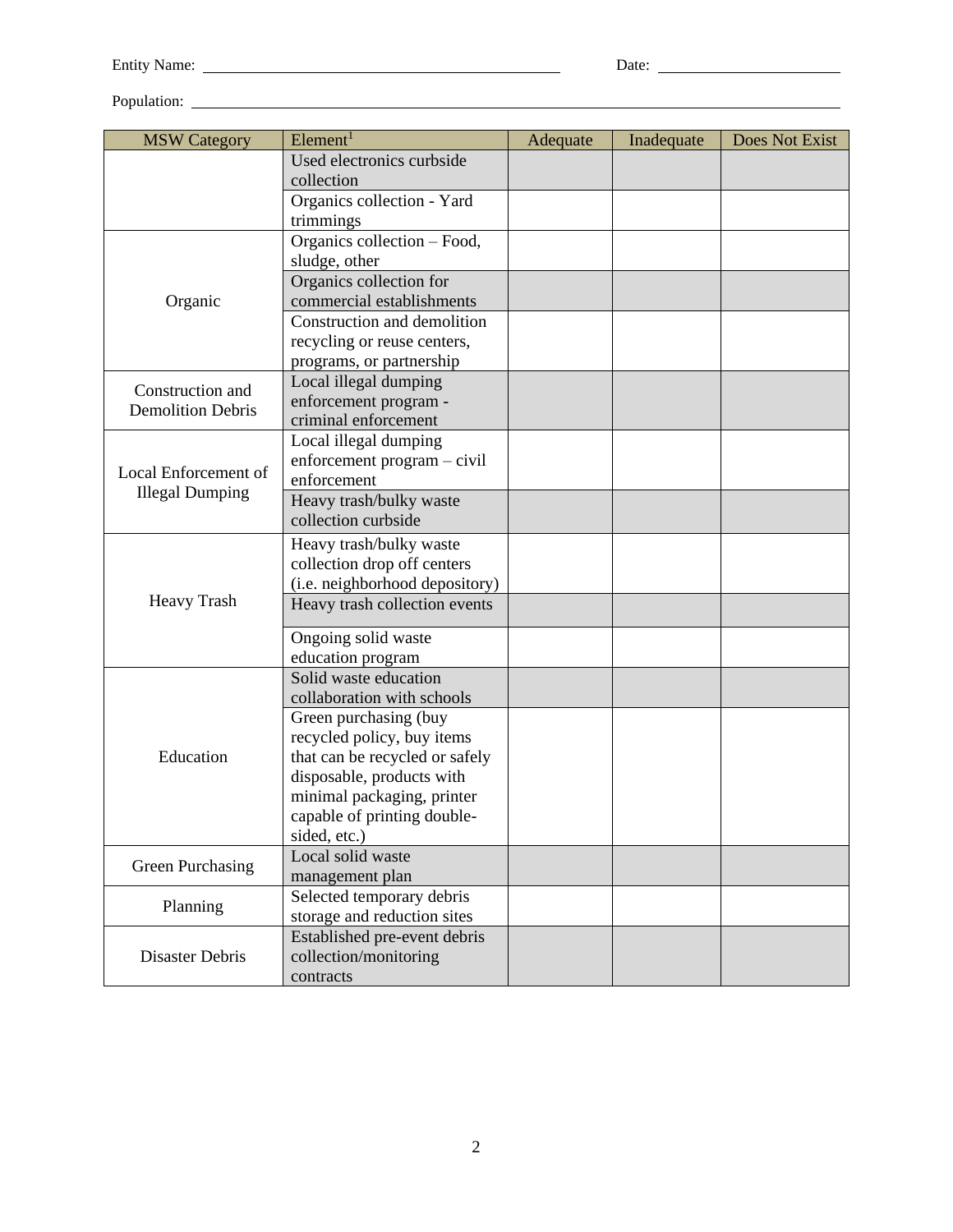Entity Name: ________________________ Date: ______________

Population: ________________________________________________

| MSW Category | Element[1] | Adequate | Inadequate | Does Not Exist |
|---|---|---|---|---|
| | Used electronics curbside collection | | | |
| | Organics collection - Yard trimmings | | | |
| Organic | Organics collection – Food, sludge, other | | | |
| | Organics collection for commercial establishments | | | |
| | Construction and demolition recycling or reuse centers, programs, or partnership | | | |
| Construction and Demolition Debris | Local illegal dumping enforcement program - criminal enforcement | | | |
| Local Enforcement of Illegal Dumping | Local illegal dumping enforcement program – civil enforcement | | | |
| | Heavy trash/bulky waste collection curbside | | | |
| Heavy Trash | Heavy trash/bulky waste collection drop off centers (i.e. neighborhood depository) | | | |
| | Heavy trash collection events | | | |
| | Ongoing solid waste education program | | | |
| Education | Solid waste education collaboration with schools | | | |
| | Green purchasing (buy recycled policy, buy items that can be recycled or safely disposable, products with minimal packaging, printer capable of printing double-sided, etc.) | | | |
| Green Purchasing | Local solid waste management plan | | | |
| Planning | Selected temporary debris storage and reduction sites | | | |
| Disaster Debris | Established pre-event debris collection/monitoring contracts | | | |